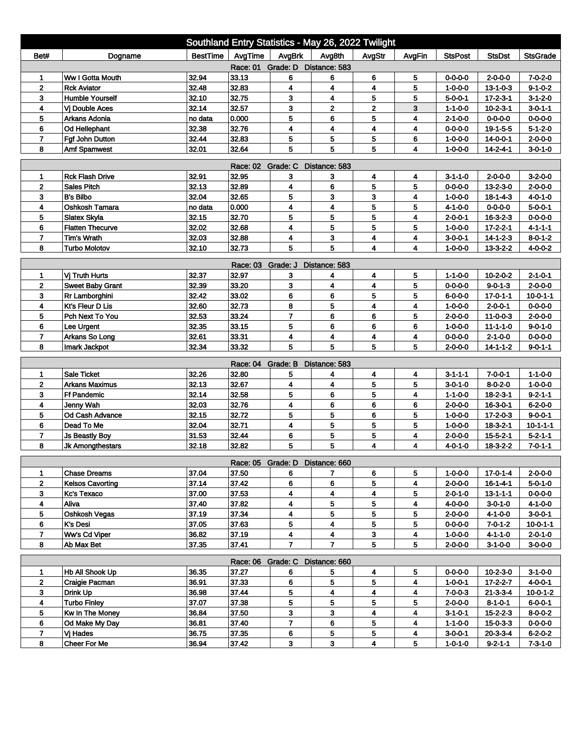# Southland Entry Statistics - May 26, 2022 Twilight

| Bet# | Dogname | BestTime | AvgTime | AvgBrk | Avg8th | AvgStr | AvgFin | StsPost | StsDst | StsGrade |
|---|---|---|---|---|---|---|---|---|---|---|
| **Race: 01 Grade: D Distance: 583** | | | | | | | | | | |
| 1 | Ww I Gotta Mouth | 32.94 | 33.13 | 6 | 6 | 6 | 5 | 0-0-0-0 | 2-0-0-0 | 7-0-2-0 |
| 2 | Rck Aviator | 32.48 | 32.83 | 4 | 4 | 4 | 5 | 1-0-0-0 | 13-1-0-3 | 9-1-0-2 |
| 3 | Humble Yourself | 32.10 | 32.75 | 3 | 4 | 5 | 5 | 5-0-0-1 | 17-2-3-1 | 3-1-2-0 |
| 4 | Vj Double Aces | 32.14 | 32.57 | 3 | 2 | 2 | 3 | 1-1-0-0 | 10-2-3-1 | 3-0-1-1 |
| 5 | Arkans Adonia | no data | 0.000 | 5 | 6 | 5 | 4 | 2-1-0-0 | 0-0-0-0 | 0-0-0-0 |
| 6 | Od Hellephant | 32.38 | 32.76 | 4 | 4 | 4 | 4 | 0-0-0-0 | 19-1-5-5 | 5-1-2-0 |
| 7 | Fgf John Dutton | 32.44 | 32.83 | 5 | 5 | 5 | 6 | 1-0-0-0 | 14-0-0-1 | 2-0-0-0 |
| 8 | Amf Spamwest | 32.01 | 32.64 | 5 | 5 | 5 | 4 | 1-0-0-0 | 14-2-4-1 | 3-0-1-0 |
| **Race: 02 Grade: C Distance: 583** | | | | | | | | | | |
| 1 | Rck Flash Drive | 32.91 | 32.95 | 3 | 3 | 4 | 4 | 3-1-1-0 | 2-0-0-0 | 3-2-0-0 |
| 2 | Sales Pitch | 32.13 | 32.89 | 4 | 6 | 5 | 5 | 0-0-0-0 | 13-2-3-0 | 2-0-0-0 |
| 3 | B's Bilbo | 32.04 | 32.65 | 5 | 3 | 3 | 4 | 1-0-0-0 | 18-1-4-3 | 4-0-1-0 |
| 4 | Oshkosh Tamara | no data | 0.000 | 4 | 4 | 5 | 5 | 4-1-0-0 | 0-0-0-0 | 5-0-0-1 |
| 5 | Slatex Skyla | 32.15 | 32.70 | 5 | 5 | 5 | 4 | 2-0-0-1 | 16-3-2-3 | 0-0-0-0 |
| 6 | Flatten Thecurve | 32.02 | 32.68 | 4 | 5 | 5 | 5 | 1-0-0-0 | 17-2-2-1 | 4-1-1-1 |
| 7 | Tim's Wrath | 32.03 | 32.88 | 4 | 3 | 4 | 4 | 3-0-0-1 | 14-1-2-3 | 8-0-1-2 |
| 8 | Turbo Molotov | 32.10 | 32.73 | 5 | 5 | 4 | 4 | 1-0-0-0 | 13-3-2-2 | 4-0-0-2 |
| **Race: 03 Grade: J Distance: 583** | | | | | | | | | | |
| 1 | Vj Truth Hurts | 32.37 | 32.97 | 3 | 4 | 4 | 5 | 1-1-0-0 | 10-2-0-2 | 2-1-0-1 |
| 2 | Sweet Baby Grant | 32.39 | 33.20 | 3 | 4 | 4 | 5 | 0-0-0-0 | 9-0-1-3 | 2-0-0-0 |
| 3 | Rr Lamborghini | 32.42 | 33.02 | 6 | 6 | 5 | 5 | 6-0-0-0 | 17-0-1-1 | 10-0-1-1 |
| 4 | Kt's Fleur D Lis | 32.60 | 32.73 | 8 | 5 | 4 | 4 | 1-0-0-0 | 2-0-0-1 | 0-0-0-0 |
| 5 | Pch Next To You | 32.53 | 33.24 | 7 | 6 | 6 | 5 | 2-0-0-0 | 11-0-0-3 | 2-0-0-0 |
| 6 | Lee Urgent | 32.35 | 33.15 | 5 | 6 | 6 | 6 | 1-0-0-0 | 11-1-1-0 | 9-0-1-0 |
| 7 | Arkans So Long | 32.61 | 33.31 | 4 | 4 | 4 | 4 | 0-0-0-0 | 2-1-0-0 | 0-0-0-0 |
| 8 | Imark Jackpot | 32.34 | 33.32 | 5 | 5 | 5 | 5 | 2-0-0-0 | 14-1-1-2 | 9-0-1-1 |
| **Race: 04 Grade: B Distance: 583** | | | | | | | | | | |
| 1 | Sale Ticket | 32.26 | 32.80 | 5 | 4 | 4 | 4 | 3-1-1-1 | 7-0-0-1 | 1-1-0-0 |
| 2 | Arkans Maximus | 32.13 | 32.67 | 4 | 4 | 5 | 5 | 3-0-1-0 | 8-0-2-0 | 1-0-0-0 |
| 3 | Ff Pandemic | 32.14 | 32.58 | 5 | 6 | 5 | 4 | 1-1-0-0 | 18-2-3-1 | 9-2-1-1 |
| 4 | Jenny Wah | 32.03 | 32.76 | 4 | 6 | 6 | 6 | 2-0-0-0 | 16-3-0-1 | 6-2-0-0 |
| 5 | Od Cash Advance | 32.15 | 32.72 | 5 | 5 | 6 | 5 | 1-0-0-0 | 17-2-0-3 | 9-0-0-1 |
| 6 | Dead To Me | 32.04 | 32.71 | 4 | 5 | 5 | 5 | 1-0-0-0 | 18-3-2-1 | 10-1-1-1 |
| 7 | Js Beastly Boy | 31.53 | 32.44 | 6 | 5 | 5 | 4 | 2-0-0-0 | 15-5-2-1 | 5-2-1-1 |
| 8 | Jk Amongthestars | 32.18 | 32.82 | 5 | 5 | 4 | 4 | 4-0-1-0 | 18-3-2-2 | 7-0-1-1 |
| **Race: 05 Grade: D Distance: 660** | | | | | | | | | | |
| 1 | Chase Dreams | 37.04 | 37.50 | 6 | 7 | 6 | 5 | 1-0-0-0 | 17-0-1-4 | 2-0-0-0 |
| 2 | Kelsos Cavorting | 37.14 | 37.42 | 6 | 6 | 5 | 4 | 2-0-0-0 | 16-1-4-1 | 5-0-1-0 |
| 3 | Kc's Texaco | 37.00 | 37.53 | 4 | 4 | 4 | 5 | 2-0-1-0 | 13-1-1-1 | 0-0-0-0 |
| 4 | Aliva | 37.40 | 37.82 | 4 | 5 | 5 | 4 | 4-0-0-0 | 3-0-1-0 | 4-1-0-0 |
| 5 | Oshkosh Vegas | 37.19 | 37.34 | 4 | 5 | 5 | 5 | 2-0-0-0 | 4-1-0-0 | 3-0-0-1 |
| 6 | K's Desi | 37.05 | 37.63 | 5 | 4 | 5 | 4 | 0-0-0-0 | 7-0-1-2 | 10-0-1-1 |
| 7 | Ww's Cd Viper | 36.82 | 37.19 | 4 | 4 | 3 | 4 | 1-0-0-0 | 4-1-1-0 | 2-0-1-0 |
| 8 | Ab Max Bet | 37.35 | 37.41 | 7 | 7 | 5 | 5 | 2-0-0-0 | 3-1-0-0 | 3-0-0-0 |
| **Race: 06 Grade: C Distance: 660** | | | | | | | | | | |
| 1 | Hb All Shook Up | 36.35 | 37.27 | 6 | 5 | 4 | 5 | 0-0-0-0 | 10-2-3-0 | 3-1-0-0 |
| 2 | Craigie Pacman | 36.91 | 37.33 | 6 | 5 | 5 | 4 | 1-0-0-1 | 17-2-2-7 | 4-0-0-1 |
| 3 | Drink Up | 36.98 | 37.44 | 5 | 4 | 4 | 4 | 7-0-0-3 | 21-3-3-4 | 10-0-1-2 |
| 4 | Turbo Finley | 37.07 | 37.38 | 5 | 5 | 5 | 5 | 2-0-0-0 | 8-1-0-1 | 6-0-0-1 |
| 5 | Kw In The Money | 36.84 | 37.50 | 3 | 3 | 4 | 4 | 3-1-0-1 | 15-2-2-3 | 8-0-0-2 |
| 6 | Od Make My Day | 36.81 | 37.40 | 7 | 6 | 5 | 4 | 1-1-0-0 | 15-0-3-3 | 0-0-0-0 |
| 7 | Vj Hades | 36.75 | 37.35 | 6 | 5 | 5 | 4 | 3-0-0-1 | 20-3-3-4 | 6-2-0-2 |
| 8 | Cheer For Me | 36.94 | 37.42 | 3 | 3 | 4 | 5 | 1-0-1-0 | 9-2-1-1 | 7-3-1-0 |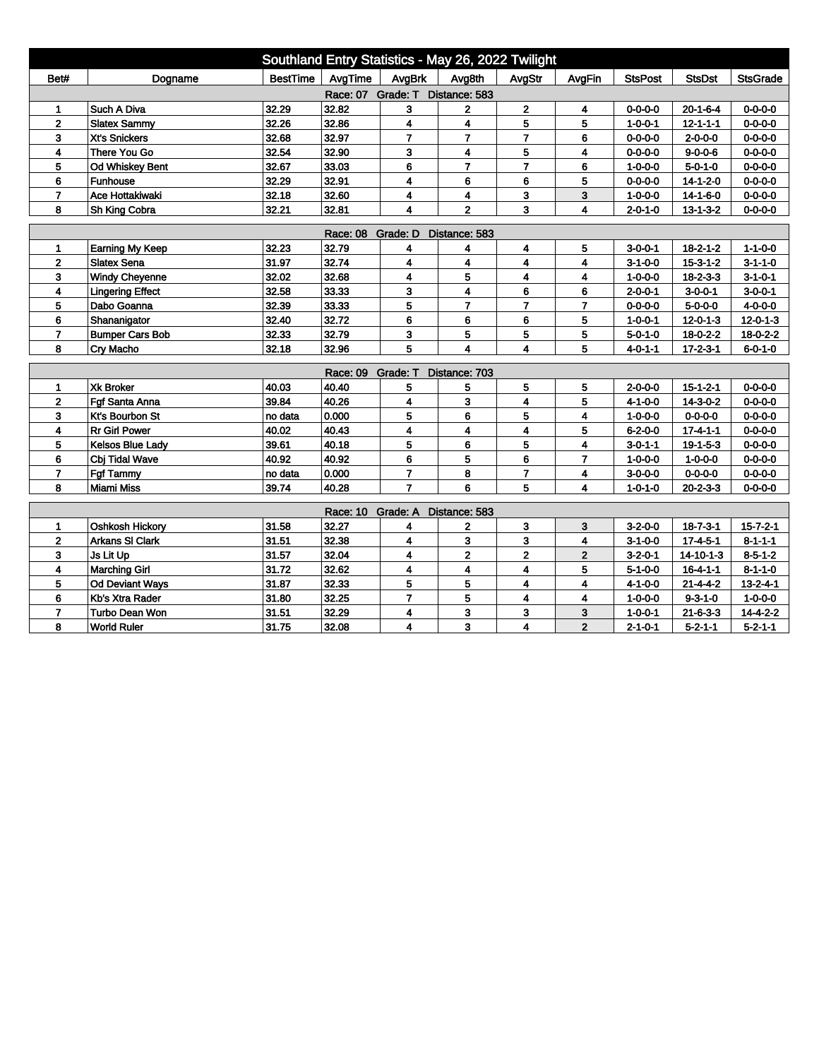| Southland Entry Statistics - May 26, 2022 Twilight | | | | | | | | | | |
|---|---|---|---|---|---|---|---|---|---|---|
| Bet# | Dogname | BestTime | AvgTime | AvgBrk | Avg8th | AvgStr | AvgFin | StsPost | StsDst | StsGrade |
| Race: 07 Grade: T Distance: 583 | | | | | | | | | | |
| 1 | Such A Diva | 32.29 | 32.82 | 3 | 2 | 2 | 4 | 0-0-0-0 | 20-1-6-4 | 0-0-0-0 |
| 2 | Slatex Sammy | 32.26 | 32.86 | 4 | 4 | 5 | 5 | 1-0-0-1 | 12-1-1-1 | 0-0-0-0 |
| 3 | Xt's Snickers | 32.68 | 32.97 | 7 | 7 | 7 | 6 | 0-0-0-0 | 2-0-0-0 | 0-0-0-0 |
| 4 | There You Go | 32.54 | 32.90 | 3 | 4 | 5 | 4 | 0-0-0-0 | 9-0-0-6 | 0-0-0-0 |
| 5 | Od Whiskey Bent | 32.67 | 33.03 | 6 | 7 | 7 | 6 | 1-0-0-0 | 5-0-1-0 | 0-0-0-0 |
| 6 | Funhouse | 32.29 | 32.91 | 4 | 6 | 6 | 5 | 0-0-0-0 | 14-1-2-0 | 0-0-0-0 |
| 7 | Ace Hottakiwaki | 32.18 | 32.60 | 4 | 4 | 3 | 3 | 1-0-0-0 | 14-1-6-0 | 0-0-0-0 |
| 8 | Sh King Cobra | 32.21 | 32.81 | 4 | 2 | 3 | 4 | 2-0-1-0 | 13-1-3-2 | 0-0-0-0 |
| Race: 08 Grade: D Distance: 583 | | | | | | | | | | |
| 1 | Earning My Keep | 32.23 | 32.79 | 4 | 4 | 4 | 5 | 3-0-0-1 | 18-2-1-2 | 1-1-0-0 |
| 2 | Slatex Sena | 31.97 | 32.74 | 4 | 4 | 4 | 4 | 3-1-0-0 | 15-3-1-2 | 3-1-1-0 |
| 3 | Windy Cheyenne | 32.02 | 32.68 | 4 | 5 | 4 | 4 | 1-0-0-0 | 18-2-3-3 | 3-1-0-1 |
| 4 | Lingering Effect | 32.58 | 33.33 | 3 | 4 | 6 | 6 | 2-0-0-1 | 3-0-0-1 | 3-0-0-1 |
| 5 | Dabo Goanna | 32.39 | 33.33 | 5 | 7 | 7 | 7 | 0-0-0-0 | 5-0-0-0 | 4-0-0-0 |
| 6 | Shananigator | 32.40 | 32.72 | 6 | 6 | 6 | 5 | 1-0-0-1 | 12-0-1-3 | 12-0-1-3 |
| 7 | Bumper Cars Bob | 32.33 | 32.79 | 3 | 5 | 5 | 5 | 5-0-1-0 | 18-0-2-2 | 18-0-2-2 |
| 8 | Cry Macho | 32.18 | 32.96 | 5 | 4 | 4 | 5 | 4-0-1-1 | 17-2-3-1 | 6-0-1-0 |
| Race: 09 Grade: T Distance: 703 | | | | | | | | | | |
| 1 | Xk Broker | 40.03 | 40.40 | 5 | 5 | 5 | 5 | 2-0-0-0 | 15-1-2-1 | 0-0-0-0 |
| 2 | Fgf Santa Anna | 39.84 | 40.26 | 4 | 3 | 4 | 5 | 4-1-0-0 | 14-3-0-2 | 0-0-0-0 |
| 3 | Kt's Bourbon St | no data | 0.000 | 5 | 6 | 5 | 4 | 1-0-0-0 | 0-0-0-0 | 0-0-0-0 |
| 4 | Rr Girl Power | 40.02 | 40.43 | 4 | 4 | 4 | 5 | 6-2-0-0 | 17-4-1-1 | 0-0-0-0 |
| 5 | Kelsos Blue Lady | 39.61 | 40.18 | 5 | 6 | 5 | 4 | 3-0-1-1 | 19-1-5-3 | 0-0-0-0 |
| 6 | Cbj Tidal Wave | 40.92 | 40.92 | 6 | 5 | 6 | 7 | 1-0-0-0 | 1-0-0-0 | 0-0-0-0 |
| 7 | Fgf Tammy | no data | 0.000 | 7 | 8 | 7 | 4 | 3-0-0-0 | 0-0-0-0 | 0-0-0-0 |
| 8 | Miami Miss | 39.74 | 40.28 | 7 | 6 | 5 | 4 | 1-0-1-0 | 20-2-3-3 | 0-0-0-0 |
| Race: 10 Grade: A Distance: 583 | | | | | | | | | | |
| 1 | Oshkosh Hickory | 31.58 | 32.27 | 4 | 2 | 3 | 3 | 3-2-0-0 | 18-7-3-1 | 15-7-2-1 |
| 2 | Arkans Sl Clark | 31.51 | 32.38 | 4 | 3 | 3 | 4 | 3-1-0-0 | 17-4-5-1 | 8-1-1-1 |
| 3 | Js Lit Up | 31.57 | 32.04 | 4 | 2 | 2 | 2 | 3-2-0-1 | 14-10-1-3 | 8-5-1-2 |
| 4 | Marching Girl | 31.72 | 32.62 | 4 | 4 | 4 | 5 | 5-1-0-0 | 16-4-1-1 | 8-1-1-0 |
| 5 | Od Deviant Ways | 31.87 | 32.33 | 5 | 5 | 4 | 4 | 4-1-0-0 | 21-4-4-2 | 13-2-4-1 |
| 6 | Kb's Xtra Rader | 31.80 | 32.25 | 7 | 5 | 4 | 4 | 1-0-0-0 | 9-3-1-0 | 1-0-0-0 |
| 7 | Turbo Dean Won | 31.51 | 32.29 | 4 | 3 | 3 | 3 | 1-0-0-1 | 21-6-3-3 | 14-4-2-2 |
| 8 | World Ruler | 31.75 | 32.08 | 4 | 3 | 4 | 2 | 2-1-0-1 | 5-2-1-1 | 5-2-1-1 |